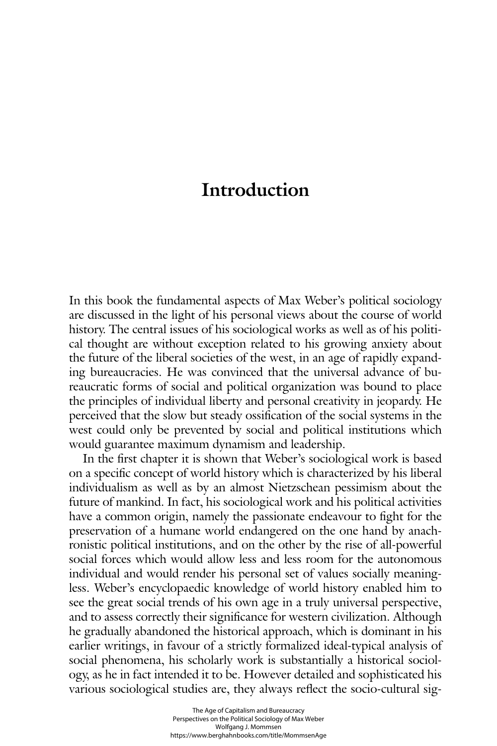# Introduction

In this book the fundamental aspects of Max Weber's political sociology are discussed in the light of his personal views about the course of world history. The central issues of his sociological works as well as of his political thought are without exception related to his growing anxiety about the future of the liberal societies of the west, in an age of rapidly expanding bureaucracies. He was convinced that the universal advance of bureaucratic forms of social and political organization was bound to place the principles of individual liberty and personal creativity in jeopardy. He perceived that the slow but steady ossification of the social systems in the west could only be prevented by social and political institutions which would guarantee maximum dynamism and leadership.

In the first chapter it is shown that Weber's sociological work is based on a specific concept of world history which is characterized by his liberal individualism as well as by an almost Nietzschean pessimism about the future of mankind. In fact, his sociological work and his political activities have a common origin, namely the passionate endeavour to fight for the preservation of a humane world endangered on the one hand by anachronistic political institutions, and on the other by the rise of all-powerful social forces which would allow less and less room for the autonomous individual and would render his personal set of values socially meaningless. Weber's encyclopaedic knowledge of world history enabled him to see the great social trends of his own age in a truly universal perspective, and to assess correctly their significance for western civilization. Although he gradually abandoned the historical approach, which is dominant in his earlier writings, in favour of a strictly formalized ideal-typical analysis of social phenomena, his scholarly work is substantially a historical sociology, as he in fact intended it to be. However detailed and sophisticated his various sociological studies are, they always reflect the socio-cultural sig-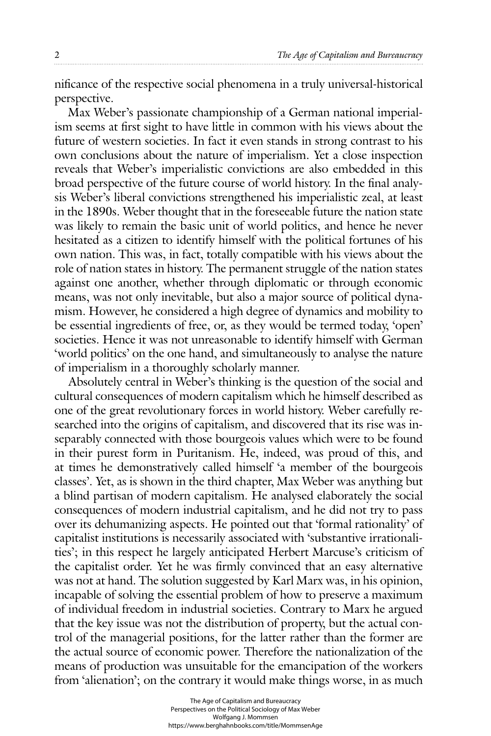nificance of the respective social phenomena in a truly universal-historical perspective.

Max Weber's passionate championship of a German national imperialism seems at first sight to have little in common with his views about the future of western societies. In fact it even stands in strong contrast to his own conclusions about the nature of imperialism. Yet a close inspection reveals that Weber's imperialistic convictions are also embedded in this broad perspective of the future course of world history. In the final analysis Weber's liberal convictions strengthened his imperialistic zeal, at least in the 1890s. Weber thought that in the foreseeable future the nation state was likely to remain the basic unit of world politics, and hence he never hesitated as a citizen to identify himself with the political fortunes of his own nation. This was, in fact, totally compatible with his views about the role of nation states in history. The permanent struggle of the nation states against one another, whether through diplomatic or through economic means, was not only inevitable, but also a major source of political dynamism. However, he considered a high degree of dynamics and mobility to be essential ingredients of free, or, as they would be termed today, 'open' societies. Hence it was not unreasonable to identify himself with German 'world politics' on the one hand, and simultaneously to analyse the nature of imperialism in a thoroughly scholarly manner.

Absolutely central in Weber's thinking is the question of the social and cultural consequences of modern capitalism which he himself described as one of the great revolutionary forces in world history. Weber carefully researched into the origins of capitalism, and discovered that its rise was inseparably connected with those bourgeois values which were to be found in their purest form in Puritanism. He, indeed, was proud of this, and at times he demonstratively called himself 'a member of the bourgeois classes'. Yet, as is shown in the third chapter, Max Weber was anything but a blind partisan of modern capitalism. He analysed elaborately the social consequences of modern industrial capitalism, and he did not try to pass over its dehumanizing aspects. He pointed out that 'formal rationality' of capitalist institutions is necessarily associated with 'substantive irrationalities'; in this respect he largely anticipated Herbert Marcuse's criticism of the capitalist order. Yet he was firmly convinced that an easy alternative was not at hand. The solution suggested by Karl Marx was, in his opinion, incapable of solving the essential problem of how to preserve a maximum of individual freedom in industrial societies. Contrary to Marx he argued that the key issue was not the distribution of property, but the actual control of the managerial positions, for the latter rather than the former are the actual source of economic power. Therefore the nationalization of the means of production was unsuitable for the emancipation of the workers from 'alienation'; on the contrary it would make things worse, in as much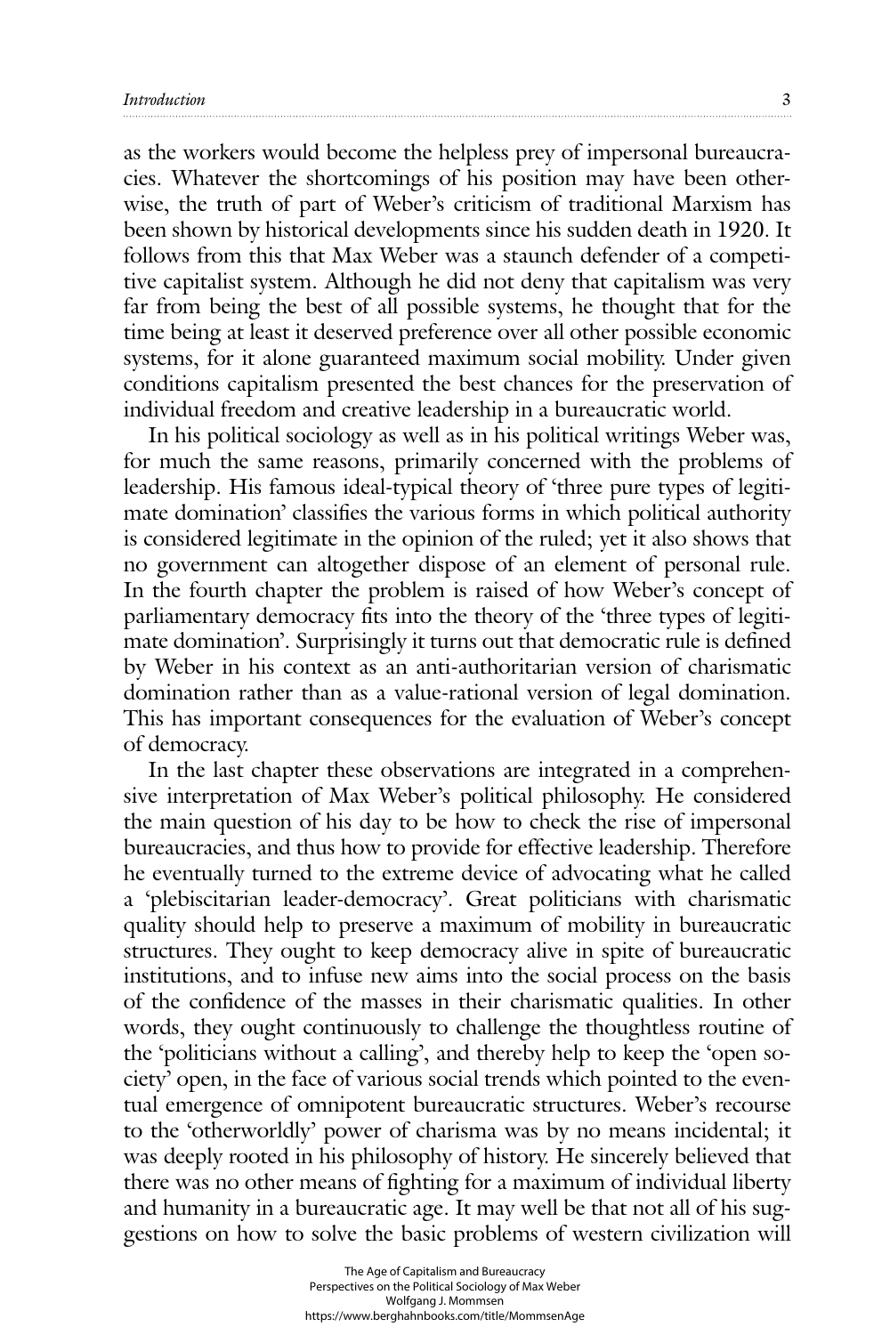as the workers would become the helpless prey of impersonal bureaucracies. Whatever the shortcomings of his position may have been otherwise, the truth of part of Weber's criticism of traditional Marxism has been shown by historical developments since his sudden death in 1920. It follows from this that Max Weber was a staunch defender of a competitive capitalist system. Although he did not deny that capitalism was very far from being the best of all possible systems, he thought that for the time being at least it deserved preference over all other possible economic systems, for it alone guaranteed maximum social mobility. Under given conditions capitalism presented the best chances for the preservation of individual freedom and creative leadership in a bureaucratic world.

In his political sociology as well as in his political writings Weber was, for much the same reasons, primarily concerned with the problems of leadership. His famous ideal-typical theory of 'three pure types of legitimate domination' classifies the various forms in which political authority is considered legitimate in the opinion of the ruled; yet it also shows that no government can altogether dispose of an element of personal rule. In the fourth chapter the problem is raised of how Weber's concept of parliamentary democracy fits into the theory of the 'three types of legitimate domination'. Surprisingly it turns out that democratic rule is defined by Weber in his context as an anti-authoritarian version of charismatic domination rather than as a value-rational version of legal domination. This has important consequences for the evaluation of Weber's concept of democracy.

In the last chapter these observations are integrated in a comprehensive interpretation of Max Weber's political philosophy. He considered the main question of his day to be how to check the rise of impersonal bureaucracies, and thus how to provide for effective leadership. Therefore he eventually turned to the extreme device of advocating what he called a 'plebiscitarian leader-democracy'. Great politicians with charismatic quality should help to preserve a maximum of mobility in bureaucratic structures. They ought to keep democracy alive in spite of bureaucratic institutions, and to infuse new aims into the social process on the basis of the confidence of the masses in their charismatic qualities. In other words, they ought continuously to challenge the thoughtless routine of the 'politicians without a calling', and thereby help to keep the 'open society' open, in the face of various social trends which pointed to the eventual emergence of omnipotent bureaucratic structures. Weber's recourse to the 'otherworldly' power of charisma was by no means incidental; it was deeply rooted in his philosophy of history. He sincerely believed that there was no other means of fighting for a maximum of individual liberty and humanity in a bureaucratic age. It may well be that not all of his suggestions on how to solve the basic problems of western civilization will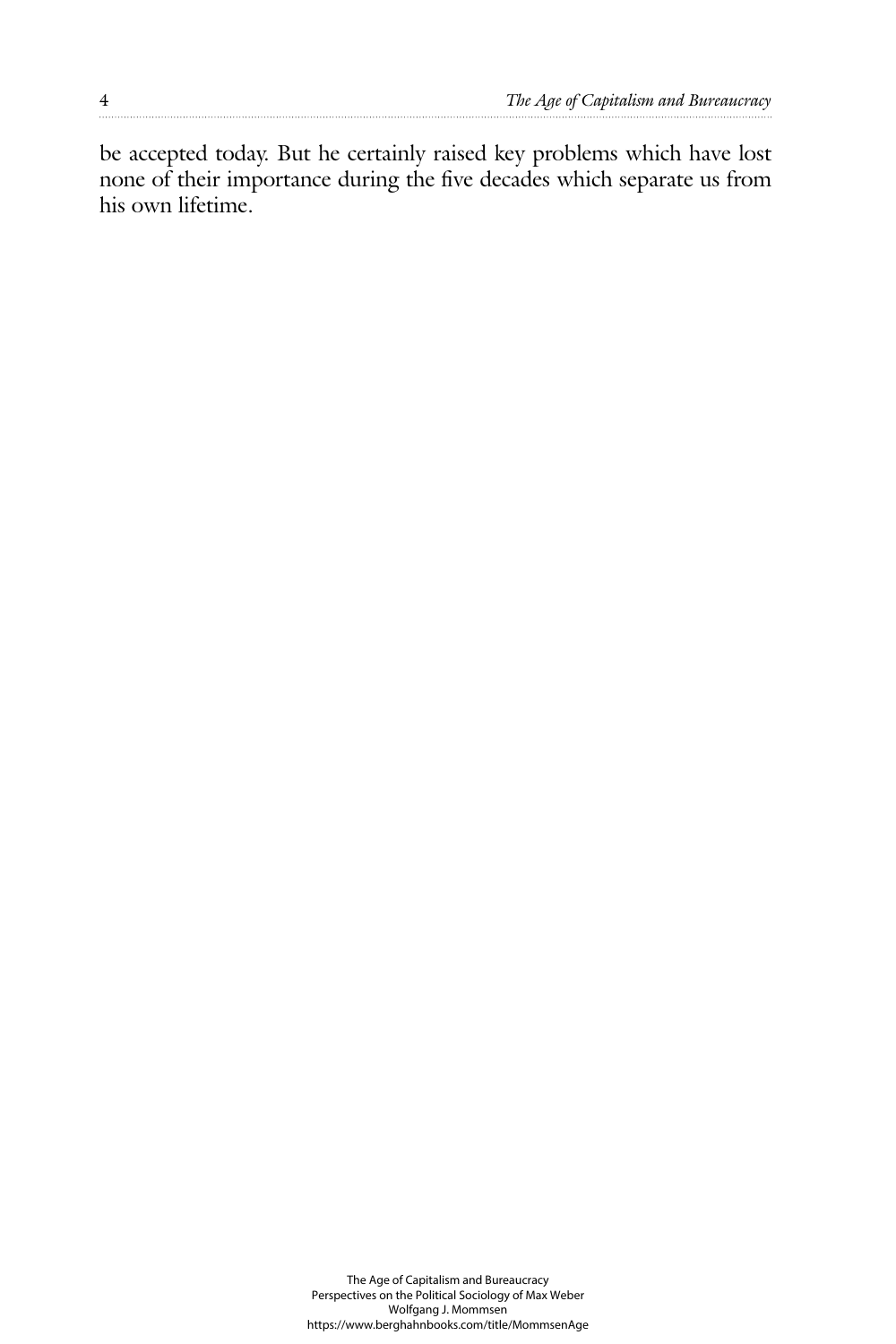be accepted today. But he certainly raised key problems which have lost none of their importance during the five decades which separate us from his own lifetime.